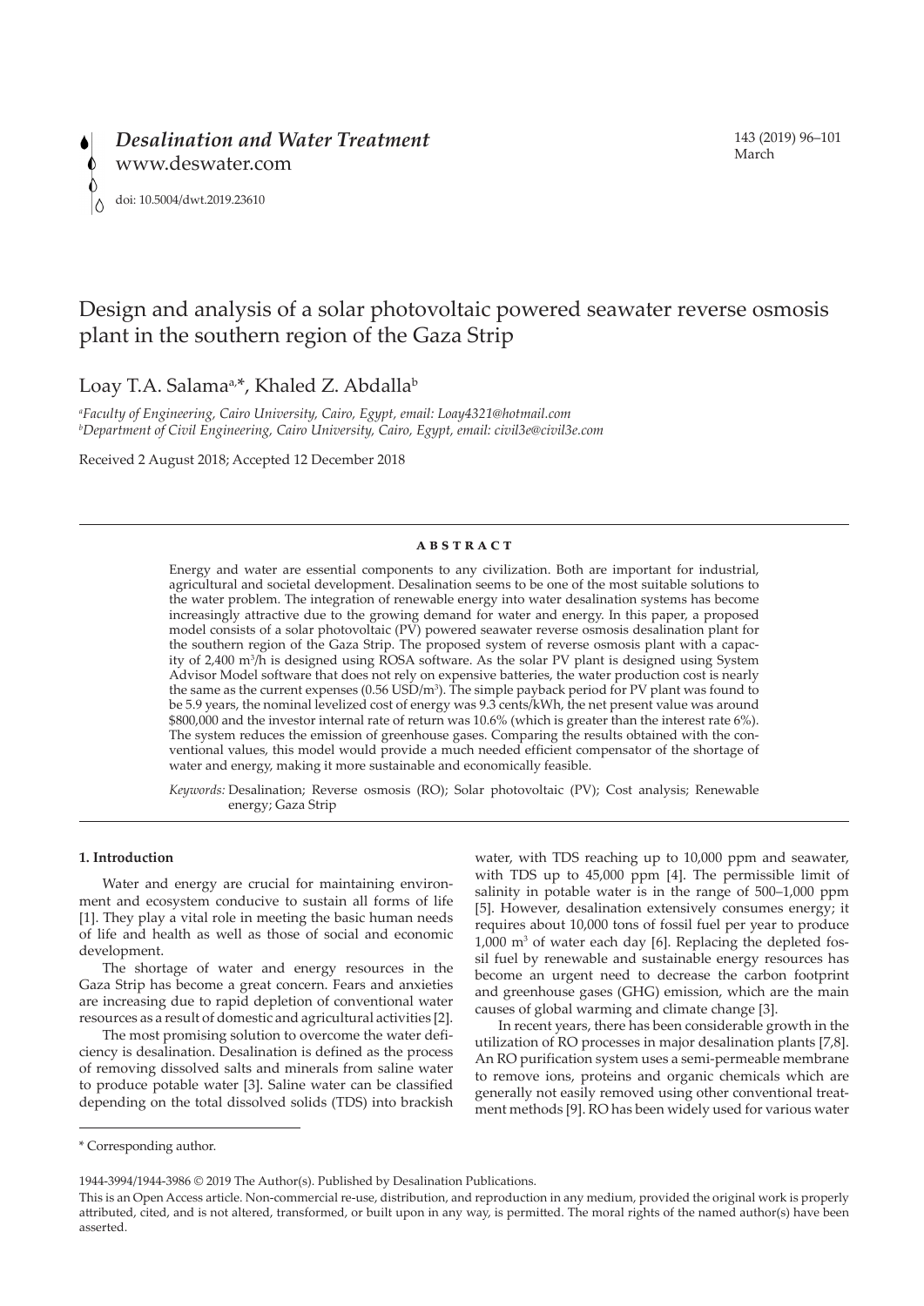# Design and analysis of a solar photovoltaic powered seawater reverse osmosis plant in the southern region of the Gaza Strip

Loay T.A. Salama[a,*], Khaled Z. Abdalla[b]

[a]Faculty of Engineering, Cairo University, Cairo, Egypt, email: Loay4321@hotmail.com
[b]Department of Civil Engineering, Cairo University, Cairo, Egypt, email: civil3e@civil3e.com

Received 2 August 2018; Accepted 12 December 2018

## ABSTRACT

Energy and water are essential components to any civilization. Both are important for industrial, agricultural and societal development. Desalination seems to be one of the most suitable solutions to the water problem. The integration of renewable energy into water desalination systems has become increasingly attractive due to the growing demand for water and energy. In this paper, a proposed model consists of a solar photovoltaic (PV) powered seawater reverse osmosis desalination plant for the southern region of the Gaza Strip. The proposed system of reverse osmosis plant with a capacity of 2,400 $m^3/h$ is designed using ROSA software. As the solar PV plant is designed using System Advisor Model software that does not rely on expensive batteries, the water production cost is nearly the same as the current expenses (0.56 USD/$m^3$). The simple payback period for PV plant was found to be 5.9 years, the nominal levelized cost of energy was 9.3 cents/kWh, the net present value was around \$800,000 and the investor internal rate of return was 10.6% (which is greater than the interest rate 6%). The system reduces the emission of greenhouse gases. Comparing the results obtained with the conventional values, this model would provide a much needed efficient compensator of the shortage of water and energy, making it more sustainable and economically feasible.

*Keywords:* Desalination; Reverse osmosis (RO); Solar photovoltaic (PV); Cost analysis; Renewable energy; Gaza Strip

## 1. Introduction

Water and energy are crucial for maintaining environment and ecosystem conducive to sustain all forms of life [1]. They play a vital role in meeting the basic human needs of life and health as well as those of social and economic development.

The shortage of water and energy resources in the Gaza Strip has become a great concern. Fears and anxieties are increasing due to rapid depletion of conventional water resources as a result of domestic and agricultural activities [2].

The most promising solution to overcome the water deficiency is desalination. Desalination is defined as the process of removing dissolved salts and minerals from saline water to produce potable water [3]. Saline water can be classified depending on the total dissolved solids (TDS) into brackish water, with TDS reaching up to 10,000 ppm and seawater, with TDS up to 45,000 ppm [4]. The permissible limit of salinity in potable water is in the range of 500–1,000 ppm [5]. However, desalination extensively consumes energy; it requires about 10,000 tons of fossil fuel per year to produce 1,000 $m^3$ of water each day [6]. Replacing the depleted fossil fuel by renewable and sustainable energy resources has become an urgent need to decrease the carbon footprint and greenhouse gases (GHG) emission, which are the main causes of global warming and climate change [3].

In recent years, there has been considerable growth in the utilization of RO processes in major desalination plants [7,8]. An RO purification system uses a semi-permeable membrane to remove ions, proteins and organic chemicals which are generally not easily removed using other conventional treatment methods [9]. RO has been widely used for various water

\* Corresponding author.

1944-3994/1944-3986 © 2019 The Author(s). Published by Desalination Publications.

This is an Open Access article. Non-commercial re-use, distribution, and reproduction in any medium, provided the original work is properly attributed, cited, and is not altered, transformed, or built upon in any way, is permitted. The moral rights of the named author(s) have been asserted.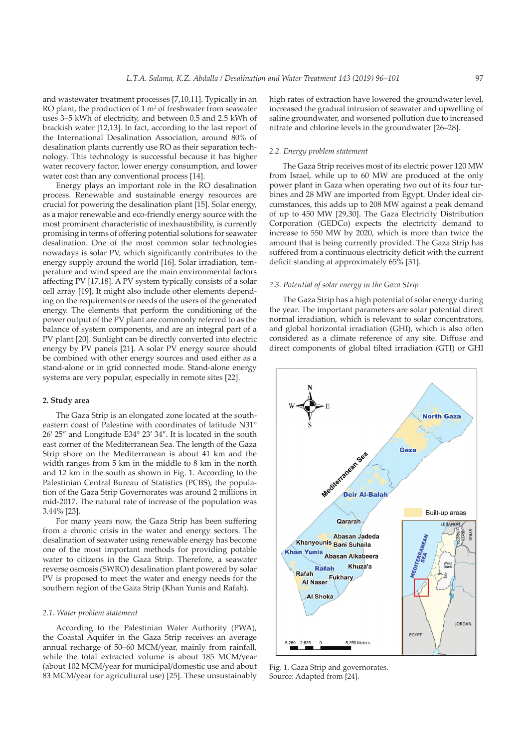and wastewater treatment processes [7,10,11]. Typically in an RO plant, the production of 1 $m^3$ of freshwater from seawater uses 3–5 kWh of electricity, and between 0.5 and 2.5 kWh of brackish water [12,13]. In fact, according to the last report of the International Desalination Association, around 80% of desalination plants currently use RO as their separation technology. This technology is successful because it has higher water recovery factor, lower energy consumption, and lower water cost than any conventional process [14].

Energy plays an important role in the RO desalination process. Renewable and sustainable energy resources are crucial for powering the desalination plant [15]. Solar energy, as a major renewable and eco-friendly energy source with the most prominent characteristic of inexhaustibility, is currently promising in terms of offering potential solutions for seawater desalination. One of the most common solar technologies nowadays is solar PV, which significantly contributes to the energy supply around the world [16]. Solar irradiation, temperature and wind speed are the main environmental factors affecting PV [17,18]. A PV system typically consists of a solar cell array [19]. It might also include other elements depending on the requirements or needs of the users of the generated energy. The elements that perform the conditioning of the power output of the PV plant are commonly referred to as the balance of system components, and are an integral part of a PV plant [20]. Sunlight can be directly converted into electric energy by PV panels [21]. A solar PV energy source should be combined with other energy sources and used either as a stand-alone or in grid connected mode. Stand-alone energy systems are very popular, especially in remote sites [22].

## 2. Study area

The Gaza Strip is an elongated zone located at the south-eastern coast of Palestine with coordinates of latitude N31° 26′ 25″ and Longitude E34° 23′ 34″. It is located in the south east corner of the Mediterranean Sea. The length of the Gaza Strip shore on the Mediterranean is about 41 km and the width ranges from 5 km in the middle to 8 km in the north and 12 km in the south as shown in Fig. 1. According to the Palestinian Central Bureau of Statistics (PCBS), the population of the Gaza Strip Governorates was around 2 millions in mid-2017. The natural rate of increase of the population was 3.44% [23].

For many years now, the Gaza Strip has been suffering from a chronic crisis in the water and energy sectors. The desalination of seawater using renewable energy has become one of the most important methods for providing potable water to citizens in the Gaza Strip. Therefore, a seawater reverse osmosis (SWRO) desalination plant powered by solar PV is proposed to meet the water and energy needs for the southern region of the Gaza Strip (Khan Yunis and Rafah).

### *2.1. Water problem statement*

According to the Palestinian Water Authority (PWA), the Coastal Aquifer in the Gaza Strip receives an average annual recharge of 50–60 MCM/year, mainly from rainfall, while the total extracted volume is about 185 MCM/year (about 102 MCM/year for municipal/domestic use and about 83 MCM/year for agricultural use) [25]. These unsustainably high rates of extraction have lowered the groundwater level, increased the gradual intrusion of seawater and upwelling of saline groundwater, and worsened pollution due to increased nitrate and chlorine levels in the groundwater [26–28].

### *2.2. Energy problem statement*

The Gaza Strip receives most of its electric power 120 MW from Israel, while up to 60 MW are produced at the only power plant in Gaza when operating two out of its four turbines and 28 MW are imported from Egypt. Under ideal circumstances, this adds up to 208 MW against a peak demand of up to 450 MW [29,30]. The Gaza Electricity Distribution Corporation (GEDCo) expects the electricity demand to increase to 550 MW by 2020, which is more than twice the amount that is being currently provided. The Gaza Strip has suffered from a continuous electricity deficit with the current deficit standing at approximately 65% [31].

### *2.3. Potential of solar energy in the Gaza Strip*

The Gaza Strip has a high potential of solar energy during the year. The important parameters are solar potential direct normal irradiation, which is relevant to solar concentrators, and global horizontal irradiation (GHI), which is also often considered as a climate reference of any site. Diffuse and direct components of global tilted irradiation (GTI) or GHI

Fig. 1. Gaza Strip and governorates.
Source: Adapted from [24].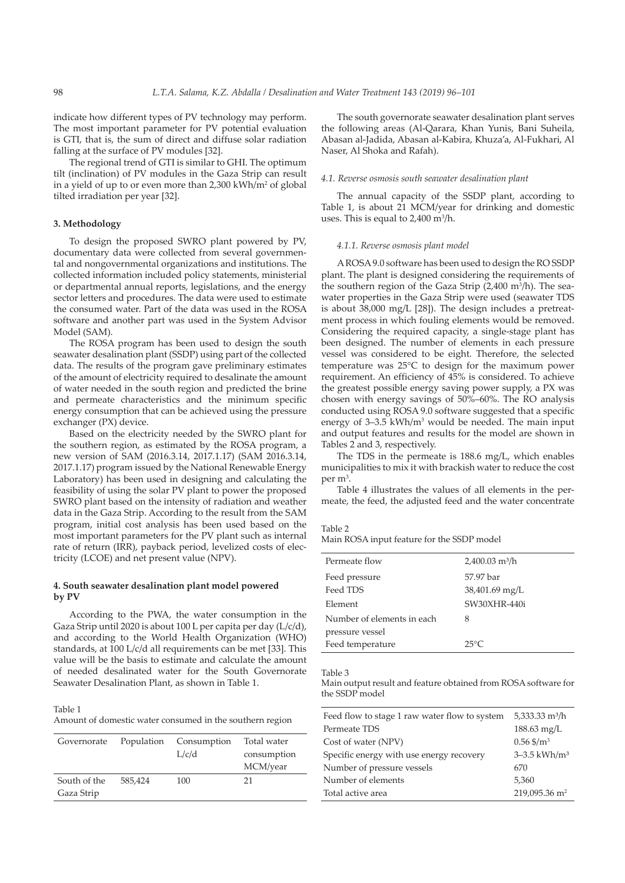indicate how different types of PV technology may perform. The most important parameter for PV potential evaluation is GTI, that is, the sum of direct and diffuse solar radiation falling at the surface of PV modules [32].

The regional trend of GTI is similar to GHI. The optimum tilt (inclination) of PV modules in the Gaza Strip can result in a yield of up to or even more than 2,300 kWh/m$^2$ of global tilted irradiation per year [32].

## 3. Methodology

To design the proposed SWRO plant powered by PV, documentary data were collected from several governmental and nongovernmental organizations and institutions. The collected information included policy statements, ministerial or departmental annual reports, legislations, and the energy sector letters and procedures. The data were used to estimate the consumed water. Part of the data was used in the ROSA software and another part was used in the System Advisor Model (SAM).

The ROSA program has been used to design the south seawater desalination plant (SSDP) using part of the collected data. The results of the program gave preliminary estimates of the amount of electricity required to desalinate the amount of water needed in the south region and predicted the brine and permeate characteristics and the minimum specific energy consumption that can be achieved using the pressure exchanger (PX) device.

Based on the electricity needed by the SWRO plant for the southern region, as estimated by the ROSA program, a new version of SAM (2016.3.14, 2017.1.17) (SAM 2016.3.14, 2017.1.17) program issued by the National Renewable Energy Laboratory) has been used in designing and calculating the feasibility of using the solar PV plant to power the proposed SWRO plant based on the intensity of radiation and weather data in the Gaza Strip. According to the result from the SAM program, initial cost analysis has been used based on the most important parameters for the PV plant such as internal rate of return (IRR), payback period, levelized costs of electricity (LCOE) and net present value (NPV).

## 4. South seawater desalination plant model powered by PV

According to the PWA, the water consumption in the Gaza Strip until 2020 is about 100 L per capita per day (L/c/d), and according to the World Health Organization (WHO) standards, at 100 L/c/d all requirements can be met [33]. This value will be the basis to estimate and calculate the amount of needed desalinated water for the South Governorate Seawater Desalination Plant, as shown in Table 1.

Table 1
Amount of domestic water consumed in the southern region

| Governorate | Population | Consumption L/c/d | Total water consumption MCM/year |
|---|---|---|---|
| South of the Gaza Strip | 585,424 | 100 | 21 |

The south governorate seawater desalination plant serves the following areas (Al-Qarara, Khan Yunis, Bani Suheila, Abasan al-Jadida, Abasan al-Kabira, Khuza'a, Al-Fukhari, Al Naser, Al Shoka and Rafah).

### *4.1. Reverse osmosis south seawater desalination plant*

The annual capacity of the SSDP plant, according to Table 1, is about 21 MCM/year for drinking and domestic uses. This is equal to 2,400 m$^3$/h.

#### *4.1.1. Reverse osmosis plant model*

A ROSA 9.0 software has been used to design the RO SSDP plant. The plant is designed considering the requirements of the southern region of the Gaza Strip (2,400 m$^3$/h). The seawater properties in the Gaza Strip were used (seawater TDS is about 38,000 mg/L [28]). The design includes a pretreatment process in which fouling elements would be removed. Considering the required capacity, a single-stage plant has been designed. The number of elements in each pressure vessel was considered to be eight. Therefore, the selected temperature was 25°C to design for the maximum power requirement. An efficiency of 45% is considered. To achieve the greatest possible energy saving power supply, a PX was chosen with energy savings of 50%–60%. The RO analysis conducted using ROSA 9.0 software suggested that a specific energy of 3–3.5 kWh/m$^3$ would be needed. The main input and output features and results for the model are shown in Tables 2 and 3, respectively.

The TDS in the permeate is 188.6 mg/L, which enables municipalities to mix it with brackish water to reduce the cost per m$^3$.

Table 4 illustrates the values of all elements in the permeate, the feed, the adjusted feed and the water concentrate

Table 2
Main ROSA input feature for the SSDP model

| | |
|---|---|
| Permeate flow | 2,400.03 m$^3$/h |
| Feed pressure | 57.97 bar |
| Feed TDS | 38,401.69 mg/L |
| Element | SW30XHR-440i |
| Number of elements in each pressure vessel | 8 |
| Feed temperature | 25°C |

Table 3
Main output result and feature obtained from ROSA software for the SSDP model

| | |
|---|---|
| Feed flow to stage 1 raw water flow to system | 5,333.33 m$^3$/h |
| Permeate TDS | 188.63 mg/L |
| Cost of water (NPV) | 0.56 \$/m$^3$ |
| Specific energy with use energy recovery | 3–3.5 kWh/m$^3$ |
| Number of pressure vessels | 670 |
| Number of elements | 5,360 |
| Total active area | 219,095.36 m$^2$ |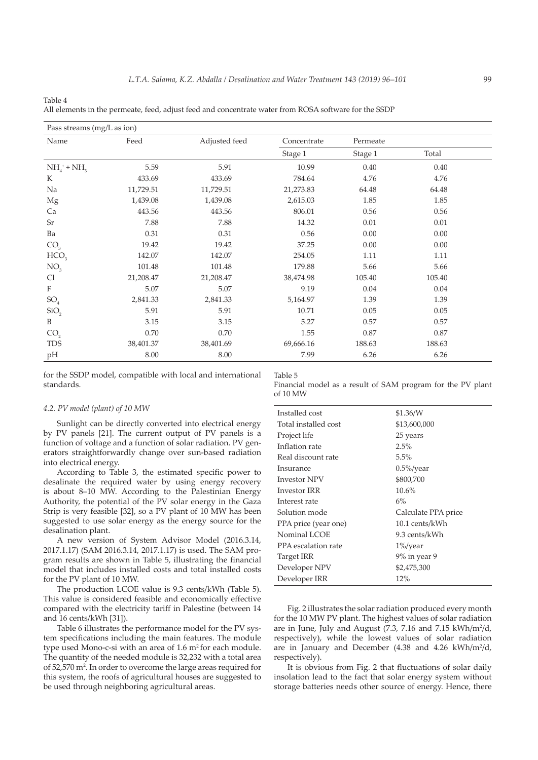Table 4

All elements in the permeate, feed, adjust feed and concentrate water from ROSA software for the SSDP

| Pass streams (mg/L as ion) | | | | | |
|---|---|---|---|---|---|
| Name | Feed | Adjusted feed | Concentrate | Permeate | |
| | | | Stage 1 | Stage 1 | Total |
| $NH_4^+ + NH_3$ | 5.59 | 5.91 | 10.99 | 0.40 | 0.40 |
| K | 433.69 | 433.69 | 784.64 | 4.76 | 4.76 |
| Na | 11,729.51 | 11,729.51 | 21,273.83 | 64.48 | 64.48 |
| Mg | 1,439.08 | 1,439.08 | 2,615.03 | 1.85 | 1.85 |
| Ca | 443.56 | 443.56 | 806.01 | 0.56 | 0.56 |
| Sr | 7.88 | 7.88 | 14.32 | 0.01 | 0.01 |
| Ba | 0.31 | 0.31 | 0.56 | 0.00 | 0.00 |
| $CO_3$ | 19.42 | 19.42 | 37.25 | 0.00 | 0.00 |
| $HCO_3$ | 142.07 | 142.07 | 254.05 | 1.11 | 1.11 |
| $NO_3$ | 101.48 | 101.48 | 179.88 | 5.66 | 5.66 |
| Cl | 21,208.47 | 21,208.47 | 38,474.98 | 105.40 | 105.40 |
| F | 5.07 | 5.07 | 9.19 | 0.04 | 0.04 |
| $SO_4$ | 2,841.33 | 2,841.33 | 5,164.97 | 1.39 | 1.39 |
| $SiO_2$ | 5.91 | 5.91 | 10.71 | 0.05 | 0.05 |
| B | 3.15 | 3.15 | 5.27 | 0.57 | 0.57 |
| $CO_2$ | 0.70 | 0.70 | 1.55 | 0.87 | 0.87 |
| TDS | 38,401.37 | 38,401.69 | 69,666.16 | 188.63 | 188.63 |
| pH | 8.00 | 8.00 | 7.99 | 6.26 | 6.26 |

for the SSDP model, compatible with local and international standards.

### 4.2. PV model (plant) of 10 MW

Sunlight can be directly converted into electrical energy by PV panels [21]. The current output of PV panels is a function of voltage and a function of solar radiation. PV generators straightforwardly change over sun-based radiation into electrical energy.

According to Table 3, the estimated specific power to desalinate the required water by using energy recovery is about 8–10 MW. According to the Palestinian Energy Authority, the potential of the PV solar energy in the Gaza Strip is very feasible [32], so a PV plant of 10 MW has been suggested to use solar energy as the energy source for the desalination plant.

A new version of System Advisor Model (2016.3.14, 2017.1.17) (SAM 2016.3.14, 2017.1.17) is used. The SAM program results are shown in Table 5, illustrating the financial model that includes installed costs and total installed costs for the PV plant of 10 MW.

The production LCOE value is 9.3 cents/kWh (Table 5). This value is considered feasible and economically effective compared with the electricity tariff in Palestine (between 14 and 16 cents/kWh [31]).

Table 6 illustrates the performance model for the PV system specifications including the main features. The module type used Mono-c-si with an area of 1.6 $m^2$ for each module. The quantity of the needed module is 32,232 with a total area of 52,570 $m^2$. In order to overcome the large areas required for this system, the roofs of agricultural houses are suggested to be used through neighboring agricultural areas.

Table 5

Financial model as a result of SAM program for the PV plant of 10 MW

| | |
|---|---|
| Installed cost | \$1.36/W |
| Total installed cost | \$13,600,000 |
| Project life | 25 years |
| Inflation rate | 2.5% |
| Real discount rate | 5.5% |
| Insurance | 0.5%/year |
| Investor NPV | \$800,700 |
| Investor IRR | 10.6% |
| Interest rate | 6% |
| Solution mode | Calculate PPA price |
| PPA price (year one) | 10.1 cents/kWh |
| Nominal LCOE | 9.3 cents/kWh |
| PPA escalation rate | 1%/year |
| Target IRR | 9% in year 9 |
| Developer NPV | \$2,475,300 |
| Developer IRR | 12% |

Fig. 2 illustrates the solar radiation produced every month for the 10 MW PV plant. The highest values of solar radiation are in June, July and August (7.3, 7.16 and 7.15 kWh/$m^2$/d, respectively), while the lowest values of solar radiation are in January and December (4.38 and 4.26 kWh/$m^2$/d, respectively).

It is obvious from Fig. 2 that fluctuations of solar daily insolation lead to the fact that solar energy system without storage batteries needs other source of energy. Hence, there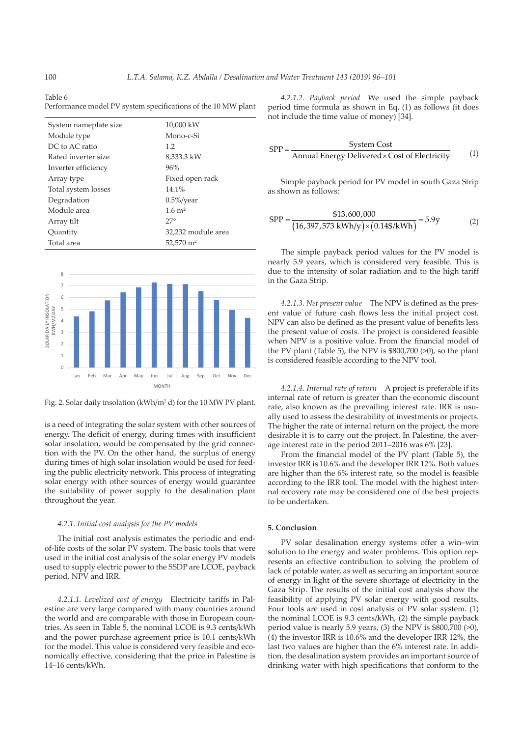Table 6
Performance model PV system specifications of the 10 MW plant

| | |
|---|---|
| System nameplate size | 10,000 kW |
| Module type | Mono-c-Si |
| DC to AC ratio | 1.2 |
| Rated inverter size | 8,333.3 kW |
| Inverter efficiency | 96% |
| Array type | Fixed open rack |
| Total system losses | 14.1% |
| Degradation | 0.5%/year |
| Module area | 1.6 m$^2$ |
| Array tilt | 27° |
| Quantity | 32,232 module area |
| Total area | 52,570 m$^2$ |

Fig. 2. Solar daily insolation (kWh/m$^2$ d) for the 10 MW PV plant.

is a need of integrating the solar system with other sources of energy. The deficit of energy, during times with insufficient solar insolation, would be compensated by the grid connection with the PV. On the other hand, the surplus of energy during times of high solar insolation would be used for feeding the public electricity network. This process of integrating solar energy with other sources of energy would guarantee the suitability of power supply to the desalination plant throughout the year.

#### *4.2.1. Initial cost analysis for the PV models*

The initial cost analysis estimates the periodic and end-of-life costs of the solar PV system. The basic tools that were used in the initial cost analysis of the solar energy PV models used to supply electric power to the SSDP are LCOE, payback period, NPV and IRR.

*4.2.1.1. Levelized cost of energy* Electricity tariffs in Palestine are very large compared with many countries around the world and are comparable with those in European countries. As seen in Table 5, the nominal LCOE is 9.3 cents/kWh and the power purchase agreement price is 10.1 cents/kWh for the model. This value is considered very feasible and economically effective, considering that the price in Palestine is 14–16 cents/kWh.

*4.2.1.2. Payback period* We used the simple payback period time formula as shown in Eq. (1) as follows (it does not include the time value of money) [34].

$$\text{SPP} = \frac{\text{System Cost}}{\text{Annual Energy Delivered} \times \text{Cost of Electricity}} \tag{1}$$

Simple payback period for PV model in south Gaza Strip as shown as follows:

$$\text{SPP} = \frac{\$13{,}600{,}000}{\left(16{,}397{,}573\ \text{kWh/y}\right)\times\left(0.14\$/\text{kWh}\right)} = 5.9\text{y} \tag{2}$$

The simple payback period values for the PV model is nearly 5.9 years, which is considered very feasible. This is due to the intensity of solar radiation and to the high tariff in the Gaza Strip.

*4.2.1.3. Net present value* The NPV is defined as the present value of future cash flows less the initial project cost. NPV can also be defined as the present value of benefits less the present value of costs. The project is considered feasible when NPV is a positive value. From the financial model of the PV plant (Table 5), the NPV is $800,700 (>0), so the plant is considered feasible according to the NPV tool.

*4.2.1.4. Internal rate of return* A project is preferable if its internal rate of return is greater than the economic discount rate, also known as the prevailing interest rate. IRR is usually used to assess the desirability of investments or projects. The higher the rate of internal return on the project, the more desirable it is to carry out the project. In Palestine, the average interest rate in the period 2011–2016 was 6% [23].

From the financial model of the PV plant (Table 5), the investor IRR is 10.6% and the developer IRR 12%. Both values are higher than the 6% interest rate, so the model is feasible according to the IRR tool. The model with the highest internal recovery rate may be considered one of the best projects to be undertaken.

## 5. Conclusion

PV solar desalination energy systems offer a win–win solution to the energy and water problems. This option represents an effective contribution to solving the problem of lack of potable water, as well as securing an important source of energy in light of the severe shortage of electricity in the Gaza Strip. The results of the initial cost analysis show the feasibility of applying PV solar energy with good results. Four tools are used in cost analysis of PV solar system. (1) the nominal LCOE is 9.3 cents/kWh, (2) the simple payback period value is nearly 5.9 years, (3) the NPV is $800,700 (>0), (4) the investor IRR is 10.6% and the developer IRR 12%, the last two values are higher than the 6% interest rate. In addition, the desalination system provides an important source of drinking water with high specifications that conform to the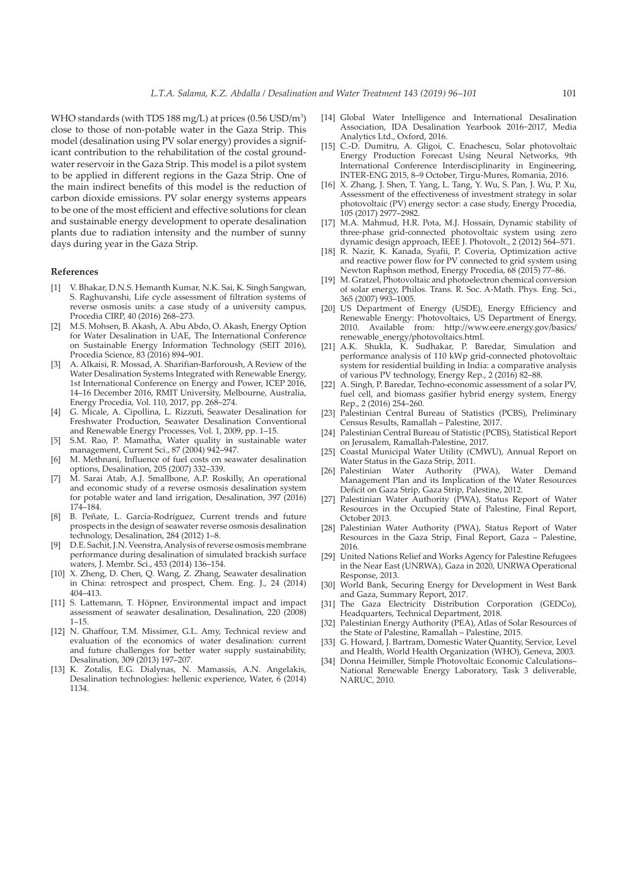WHO standards (with TDS 188 mg/L) at prices (0.56 USD/$m^3$) close to those of non-potable water in the Gaza Strip. This model (desalination using PV solar energy) provides a significant contribution to the rehabilitation of the costal groundwater reservoir in the Gaza Strip. This model is a pilot system to be applied in different regions in the Gaza Strip. One of the main indirect benefits of this model is the reduction of carbon dioxide emissions. PV solar energy systems appears to be one of the most efficient and effective solutions for clean and sustainable energy development to operate desalination plants due to radiation intensity and the number of sunny days during year in the Gaza Strip.

## References

[1] V. Bhakar, D.N.S. Hemanth Kumar, N.K. Sai, K. Singh Sangwan, S. Raghuvanshi, Life cycle assessment of filtration systems of reverse osmosis units: a case study of a university campus, Procedia CIRP, 40 (2016) 268–273.

[2] M.S. Mohsen, B. Akash, A. Abu Abdo, O. Akash, Energy Option for Water Desalination in UAE, The International Conference on Sustainable Energy Information Technology (SEIT 2016), Procedia Science, 83 (2016) 894–901.

[3] A. Alkaisi, R. Mossad, A. Sharifian-Barforoush, A Review of the Water Desalination Systems Integrated with Renewable Energy, 1st International Conference on Energy and Power, ICEP 2016, 14–16 December 2016, RMIT University, Melbourne, Australia, Energy Procedia, Vol. 110, 2017, pp. 268–274.

[4] G. Micale, A. Cipollina, L. Rizzuti, Seawater Desalination for Freshwater Production, Seawater Desalination Conventional and Renewable Energy Processes, Vol. 1, 2009, pp. 1–15.

[5] S.M. Rao, P. Mamatha, Water quality in sustainable water management, Current Sci., 87 (2004) 942–947.

[6] M. Methnani, Influence of fuel costs on seawater desalination options, Desalination, 205 (2007) 332–339.

[7] M. Sarai Atab, A.J. Smallbone, A.P. Roskilly, An operational and economic study of a reverse osmosis desalination system for potable water and land irrigation, Desalination, 397 (2016) 174–184.

[8] B. Peñate, L. García-Rodríguez, Current trends and future prospects in the design of seawater reverse osmosis desalination technology, Desalination, 284 (2012) 1–8.

[9] D.E. Sachit, J.N. Veenstra, Analysis of reverse osmosis membrane performance during desalination of simulated brackish surface waters, J. Membr. Sci., 453 (2014) 136–154.

[10] X. Zheng, D. Chen, Q. Wang, Z. Zhang, Seawater desalination in China: retrospect and prospect, Chem. Eng. J., 24 (2014) 404–413.

[11] S. Lattemann, T. Höpner, Environmental impact and impact assessment of seawater desalination, Desalination, 220 (2008) 1–15.

[12] N. Ghaffour, T.M. Missimer, G.L. Amy, Technical review and evaluation of the economics of water desalination: current and future challenges for better water supply sustainability, Desalination, 309 (2013) 197–207.

[13] K. Zotalis, E.G. Dialynas, N. Mamassis, A.N. Angelakis, Desalination technologies: hellenic experience, Water, 6 (2014) 1134.

[14] Global Water Intelligence and International Desalination Association, IDA Desalination Yearbook 2016−2017, Media Analytics Ltd., Oxford, 2016.

[15] C.-D. Dumitru, A. Gligoi, C. Enachescu, Solar photovoltaic Energy Production Forecast Using Neural Networks, 9th International Conference Interdisciplinarity in Engineering, INTER-ENG 2015, 8–9 October, Tirgu-Mures, Romania, 2016.

[16] X. Zhang, J. Shen, T. Yang, L. Tang, Y. Wu, S. Pan, J. Wu, P. Xu, Assessment of the effectiveness of investment strategy in solar photovoltaic (PV) energy sector: a case study, Energy Procedia, 105 (2017) 2977–2982.

[17] M.A. Mahmud, H.R. Pota, M.J. Hossain, Dynamic stability of three-phase grid-connected photovoltaic system using zero dynamic design approach, IEEE J. Photovolt., 2 (2012) 564–571.

[18] R. Nazir, K. Kanada, Syafii, P. Coveria, Optimization active and reactive power flow for PV connected to grid system using Newton Raphson method, Energy Procedia, 68 (2015) 77–86.

[19] M. Gratzel, Photovoltaic and photoelectron chemical conversion of solar energy, Philos. Trans. R. Soc. A-Math. Phys. Eng. Sci., 365 (2007) 993–1005.

[20] US Department of Energy (USDE), Energy Efficiency and Renewable Energy: Photovoltaics, US Department of Energy, 2010. Available from: http://www.eere.energy.gov/basics/renewable_energy/photovoltaics.html.

[21] A.K. Shukla, K. Sudhakar, P. Baredar, Simulation and performance analysis of 110 kWp grid-connected photovoltaic system for residential building in India: a comparative analysis of various PV technology, Energy Rep., 2 (2016) 82–88.

[22] A. Singh, P. Baredar, Techno-economic assessment of a solar PV, fuel cell, and biomass gasifier hybrid energy system, Energy Rep., 2 (2016) 254–260.

[23] Palestinian Central Bureau of Statistics (PCBS), Preliminary Census Results, Ramallah – Palestine, 2017.

[24] Palestinian Central Bureau of Statistic (PCBS), Statistical Report on Jerusalem, Ramallah-Palestine, 2017.

[25] Coastal Municipal Water Utility (CMWU), Annual Report on Water Status in the Gaza Strip, 2011.

[26] Palestinian Water Authority (PWA), Water Demand Management Plan and its Implication of the Water Resources Deficit on Gaza Strip, Gaza Strip, Palestine, 2012.

[27] Palestinian Water Authority (PWA), Status Report of Water Resources in the Occupied State of Palestine, Final Report, October 2013.

[28] Palestinian Water Authority (PWA), Status Report of Water Resources in the Gaza Strip, Final Report, Gaza – Palestine, 2016.

[29] United Nations Relief and Works Agency for Palestine Refugees in the Near East (UNRWA), Gaza in 2020, UNRWA Operational Response, 2013.

[30] World Bank, Securing Energy for Development in West Bank and Gaza, Summary Report, 2017.

[31] The Gaza Electricity Distribution Corporation (GEDCo), Headquarters, Technical Department, 2018.

[32] Palestinian Energy Authority (PEA), Atlas of Solar Resources of the State of Palestine, Ramallah – Palestine, 2015.

[33] G. Howard, J. Bartram, Domestic Water Quantity, Service, Level and Health, World Health Organization (WHO), Geneva, 2003.

[34] Donna Heimiller, Simple Photovoltaic Economic Calculations– National Renewable Energy Laboratory, Task 3 deliverable, NARUC, 2010.